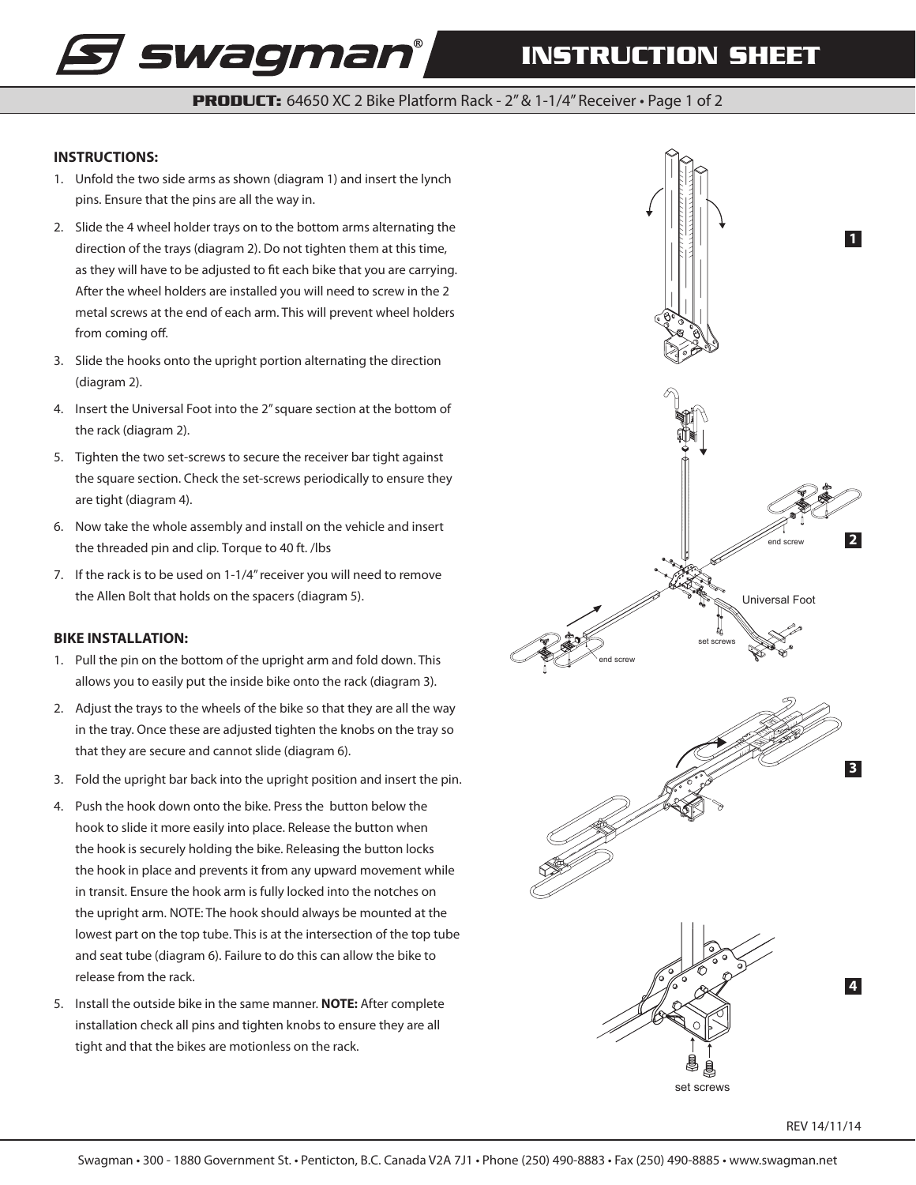# swagman® INSTRUCTION SHEET

**PRODUCT:** 64650 XC 2 Bike Platform Rack - 2" & 1-1/4" Receiver • Page 1 of 2

## INSTRUCTIONS:

1. Unfold the two side arms as shown (diagram 1) and insert the lynch pins. Ensure that the pins are all the way in.
2. Slide the 4 wheel holder trays on to the bottom arms alternating the direction of the trays (diagram 2). Do not tighten them at this time, as they will have to be adjusted to fit each bike that you are carrying. After the wheel holders are installed you will need to screw in the 2 metal screws at the end of each arm. This will prevent wheel holders from coming off.
3. Slide the hooks onto the upright portion alternating the direction (diagram 2).
4. Insert the Universal Foot into the 2" square section at the bottom of the rack (diagram 2).
5. Tighten the two set-screws to secure the receiver bar tight against the square section. Check the set-screws periodically to ensure they are tight (diagram 4).
6. Now take the whole assembly and install on the vehicle and insert the threaded pin and clip. Torque to 40 ft. /lbs
7. If the rack is to be used on 1-1/4" receiver you will need to remove the Allen Bolt that holds on the spacers (diagram 5).

## BIKE INSTALLATION:

1. Pull the pin on the bottom of the upright arm and fold down. This allows you to easily put the inside bike onto the rack (diagram 3).
2. Adjust the trays to the wheels of the bike so that they are all the way in the tray. Once these are adjusted tighten the knobs on the tray so that they are secure and cannot slide (diagram 6).
3. Fold the upright bar back into the upright position and insert the pin.
4. Push the hook down onto the bike. Press the button below the hook to slide it more easily into place. Release the button when the hook is securely holding the bike. Releasing the button locks the hook in place and prevents it from any upward movement while in transit. Ensure the hook arm is fully locked into the notches on the upright arm. NOTE: The hook should always be mounted at the lowest part on the top tube. This is at the intersection of the top tube and seat tube (diagram 6). Failure to do this can allow the bike to release from the rack.
5. Install the outside bike in the same manner. **NOTE:** After complete installation check all pins and tighten knobs to ensure they are all tight and that the bikes are motionless on the rack.

1

2

end screw

Universal Foot

set screws

end screw

3

4

set screws

REV 14/11/14

Swagman • 300 - 1880 Government St. • Penticton, B.C. Canada V2A 7J1 • Phone (250) 490-8883 • Fax (250) 490-8885 • www.swagman.net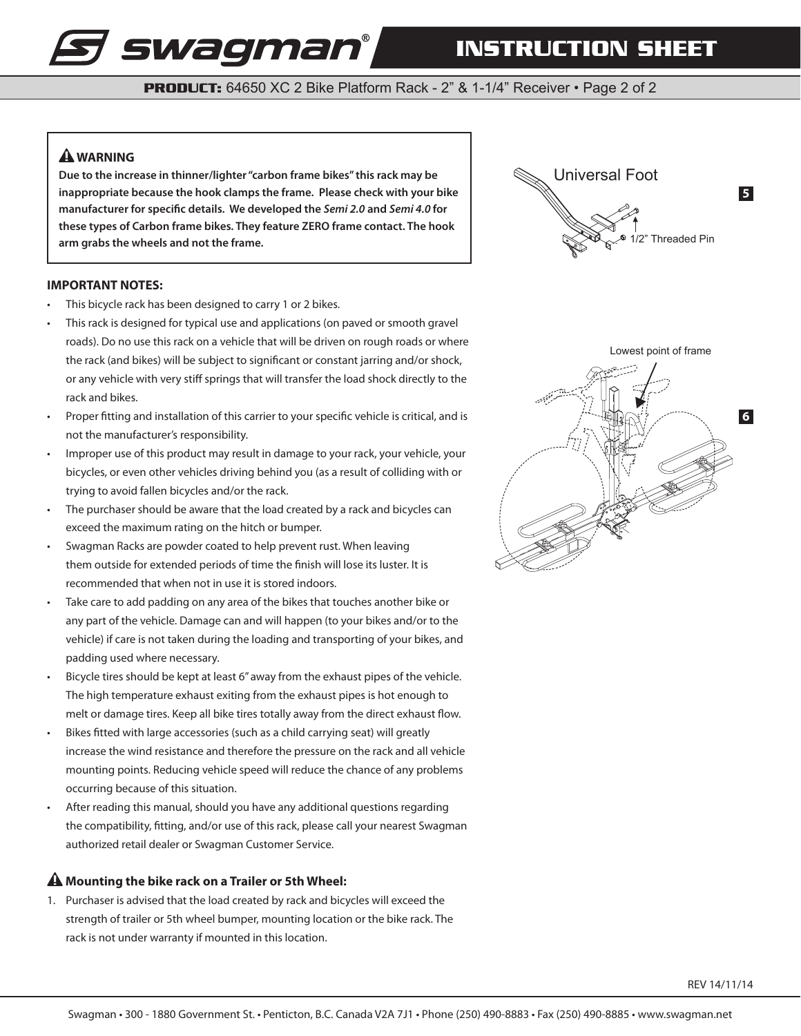**PRODUCT:** 64650 XC 2 Bike Platform Rack - 2" & 1-1/4" Receiver • Page 2 of 2

### ⚠ WARNING

**Due to the increase in thinner/lighter "carbon frame bikes" this rack may be inappropriate because the hook clamps the frame. Please check with your bike manufacturer for specific details. We developed the *Semi 2.0* and *Semi 4.0* for these types of Carbon frame bikes. They feature ZERO frame contact. The hook arm grabs the wheels and not the frame.**

Universal Foot

1/2" Threaded Pin

5

Lowest point of frame

6

### IMPORTANT NOTES:

- This bicycle rack has been designed to carry 1 or 2 bikes.
- This rack is designed for typical use and applications (on paved or smooth gravel roads). Do no use this rack on a vehicle that will be driven on rough roads or where the rack (and bikes) will be subject to significant or constant jarring and/or shock, or any vehicle with very stiff springs that will transfer the load shock directly to the rack and bikes.
- Proper fitting and installation of this carrier to your specific vehicle is critical, and is not the manufacturer's responsibility.
- Improper use of this product may result in damage to your rack, your vehicle, your bicycles, or even other vehicles driving behind you (as a result of colliding with or trying to avoid fallen bicycles and/or the rack.
- The purchaser should be aware that the load created by a rack and bicycles can exceed the maximum rating on the hitch or bumper.
- Swagman Racks are powder coated to help prevent rust. When leaving them outside for extended periods of time the finish will lose its luster. It is recommended that when not in use it is stored indoors.
- Take care to add padding on any area of the bikes that touches another bike or any part of the vehicle. Damage can and will happen (to your bikes and/or to the vehicle) if care is not taken during the loading and transporting of your bikes, and padding used where necessary.
- Bicycle tires should be kept at least 6" away from the exhaust pipes of the vehicle. The high temperature exhaust exiting from the exhaust pipes is hot enough to melt or damage tires. Keep all bike tires totally away from the direct exhaust flow.
- Bikes fitted with large accessories (such as a child carrying seat) will greatly increase the wind resistance and therefore the pressure on the rack and all vehicle mounting points. Reducing vehicle speed will reduce the chance of any problems occurring because of this situation.
- After reading this manual, should you have any additional questions regarding the compatibility, fitting, and/or use of this rack, please call your nearest Swagman authorized retail dealer or Swagman Customer Service.

### ⚠ Mounting the bike rack on a Trailer or 5th Wheel:

1. Purchaser is advised that the load created by rack and bicycles will exceed the strength of trailer or 5th wheel bumper, mounting location or the bike rack. The rack is not under warranty if mounted in this location.

REV 14/11/14

Swagman • 300 - 1880 Government St. • Penticton, B.C. Canada V2A 7J1 • Phone (250) 490-8883 • Fax (250) 490-8885 • www.swagman.net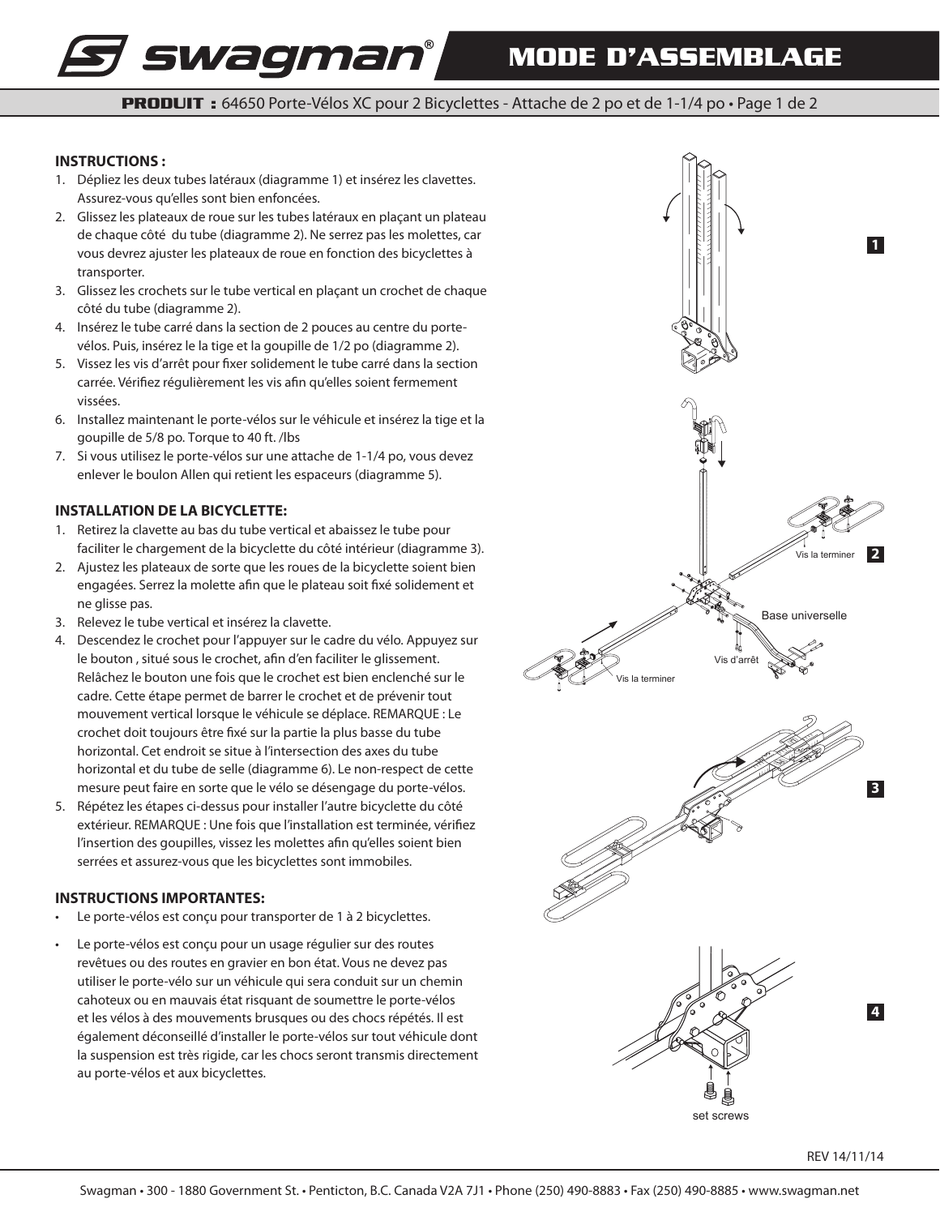# swagman MODE D'ASSEMBLAGE

**PRODUIT :** 64650 Porte-Vélos XC pour 2 Bicyclettes - Attache de 2 po et de 1-1/4 po

## INSTRUCTIONS :

1. Dépliez les deux tubes latéraux (diagramme 1) et insérez les clavettes. Assurez-vous qu'elles sont bien enfoncées.
2. Glissez les plateaux de roue sur les tubes latéraux en plaçant un plateau de chaque côté du tube (diagramme 2). Ne serrez pas les molettes, car vous devrez ajuster les plateaux de roue en fonction des bicyclettes à transporter.
3. Glissez les crochets sur le tube vertical en plaçant un crochet de chaque côté du tube (diagramme 2).
4. Insérez le tube carré dans la section de 2 pouces au centre du porte-vélos. Puis, insérez le la tige et la goupille de 1/2 po (diagramme 2).
5. Vissez les vis d'arrêt pour fixer solidement le tube carré dans la section carrée. Vérifiez régulièrement les vis afin qu'elles soient fermement vissées.
6. Installez maintenant le porte-vélos sur le véhicule et insérez la tige et la goupille de 5/8 po. Torque to 40 ft. /lbs
7. Si vous utilisez le porte-vélos sur une attache de 1-1/4 po, vous devez enlever le boulon Allen qui retient les espaceurs (diagramme 5).

## INSTALLATION DE LA BICYCLETTE:

1. Retirez la clavette au bas du tube vertical et abaissez le tube pour faciliter le chargement de la bicyclette du côté intérieur (diagramme 3).
2. Ajustez les plateaux de sorte que les roues de la bicyclette soient bien engagées. Serrez la molette afin que le plateau soit fixé solidement et ne glisse pas.
3. Relevez le tube vertical et insérez la clavette.
4. Descendez le crochet pour l'appuyer sur le cadre du vélo. Appuyez sur le bouton , situé sous le crochet, afin d'en faciliter le glissement. Relâchez le bouton une fois que le crochet est bien enclenché sur le cadre. Cette étape permet de barrer le crochet et de prévenir tout mouvement vertical lorsque le véhicule se déplace. REMARQUE : Le crochet doit toujours être fixé sur la partie la plus basse du tube horizontal. Cet endroit se situe à l'intersection des axes du tube horizontal et du tube de selle (diagramme 6). Le non-respect de cette mesure peut faire en sorte que le vélo se désengage du porte-vélos.
5. Répétez les étapes ci-dessus pour installer l'autre bicyclette du côté extérieur. REMARQUE : Une fois que l'installation est terminée, vérifiez l'insertion des goupilles, vissez les molettes afin qu'elles soient bien serrées et assurez-vous que les bicyclettes sont immobiles.

## INSTRUCTIONS IMPORTANTES:

- Le porte-vélos est conçu pour transporter de 1 à 2 bicyclettes.
- Le porte-vélos est conçu pour un usage régulier sur des routes revêtues ou des routes en gravier en bon état. Vous ne devez pas utiliser le porte-vélo sur un véhicule qui sera conduit sur un chemin cahoteux ou en mauvais état risquant de soumettre le porte-vélos et les vélos à des mouvements brusques ou des chocs répétés. Il est également déconseillé d'installer le porte-vélos sur tout véhicule dont la suspension est très rigide, car les chocs seront transmis directement au porte-vélos et aux bicyclettes.

1

2

Vis la terminer

Base universelle

Vis d'arrêt

Vis la terminer

3

4

set screws

REV 14/11/14

Swagman • 300 - 1880 Government St. • Penticton, B.C. Canada V2A 7J1 • Phone (250) 490-8883 • Fax (250) 490-8885 • www.swagman.net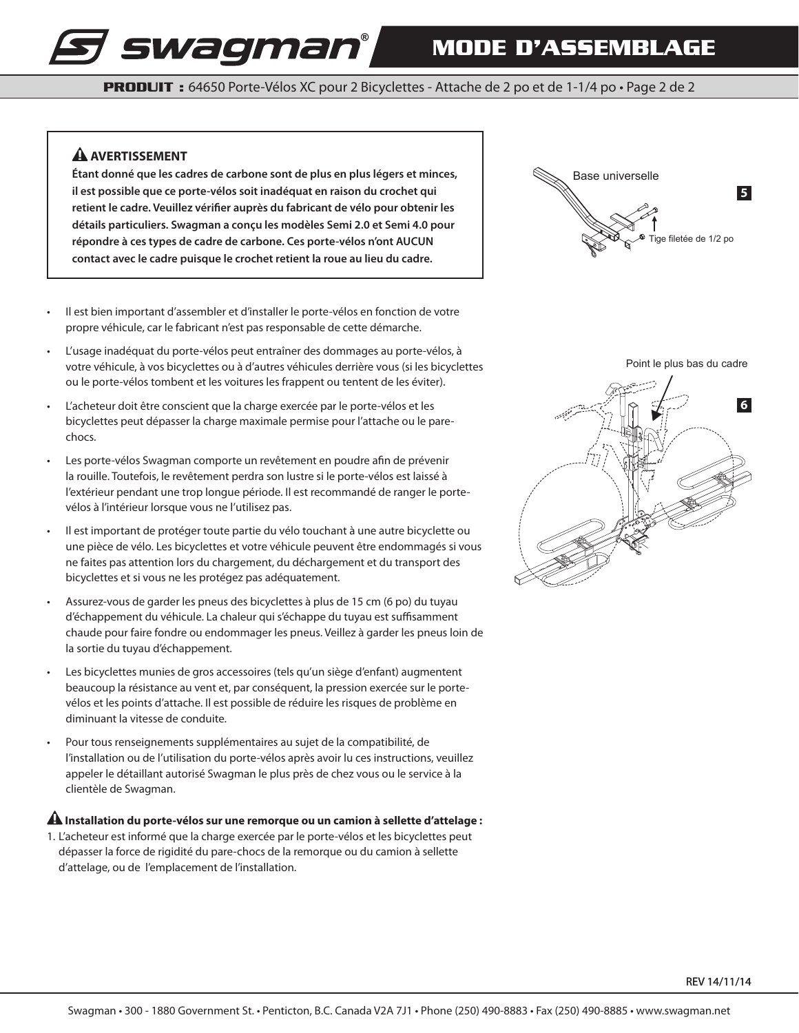## ⚠ AVERTISSEMENT

**Étant donné que les cadres de carbone sont de plus en plus légers et minces, il est possible que ce porte-vélos soit inadéquat en raison du crochet qui retient le cadre. Veuillez vérifier auprès du fabricant de vélo pour obtenir les détails particuliers. Swagman a conçu les modèles Semi 2.0 et Semi 4.0 pour répondre à ces types de cadre de carbone. Ces porte-vélos n'ont AUCUN contact avec le cadre puisque le crochet retient la roue au lieu du cadre.**

Base universelle

5

Tige filetée de 1/2 po

Point le plus bas du cadre

6

- Il est bien important d'assembler et d'installer le porte-vélos en fonction de votre propre véhicule, car le fabricant n'est pas responsable de cette démarche.
- L'usage inadéquat du porte-vélos peut entraîner des dommages au porte-vélos, à votre véhicule, à vos bicyclettes ou à d'autres véhicules derrière vous (si les bicyclettes ou le porte-vélos tombent et les voitures les frappent ou tentent de les éviter).
- L'acheteur doit être conscient que la charge exercée par le porte-vélos et les bicyclettes peut dépasser la charge maximale permise pour l'attache ou le pare-chocs.
- Les porte-vélos Swagman comporte un revêtement en poudre afin de prévenir la rouille. Toutefois, le revêtement perdra son lustre si le porte-vélos est laissé à l'extérieur pendant une trop longue période. Il est recommandé de ranger le porte-vélos à l'intérieur lorsque vous ne l'utilisez pas.
- Il est important de protéger toute partie du vélo touchant à une autre bicyclette ou une pièce de vélo. Les bicyclettes et votre véhicule peuvent être endommagés si vous ne faites pas attention lors du chargement, du déchargement et du transport des bicyclettes et si vous ne les protégez pas adéquatement.
- Assurez-vous de garder les pneus des bicyclettes à plus de 15 cm (6 po) du tuyau d'échappement du véhicule. La chaleur qui s'échappe du tuyau est suffisamment chaude pour faire fondre ou endommager les pneus. Veillez à garder les pneus loin de la sortie du tuyau d'échappement.
- Les bicyclettes munies de gros accessoires (tels qu'un siège d'enfant) augmentent beaucoup la résistance au vent et, par conséquent, la pression exercée sur le porte-vélos et les points d'attache. Il est possible de réduire les risques de problème en diminuant la vitesse de conduite.
- Pour tous renseignements supplémentaires au sujet de la compatibilité, de l'installation ou de l'utilisation du porte-vélos après avoir lu ces instructions, veuillez appeler le détaillant autorisé Swagman le plus près de chez vous ou le service à la clientèle de Swagman.

**⚠ Installation du porte-vélos sur une remorque ou un camion à sellette d'attelage :**

1. L'acheteur est informé que la charge exercée par le porte-vélos et les bicyclettes peut dépasser la force de rigidité du pare-chocs de la remorque ou du camion à sellette d'attelage, ou de l'emplacement de l'installation.

REV 14/11/14